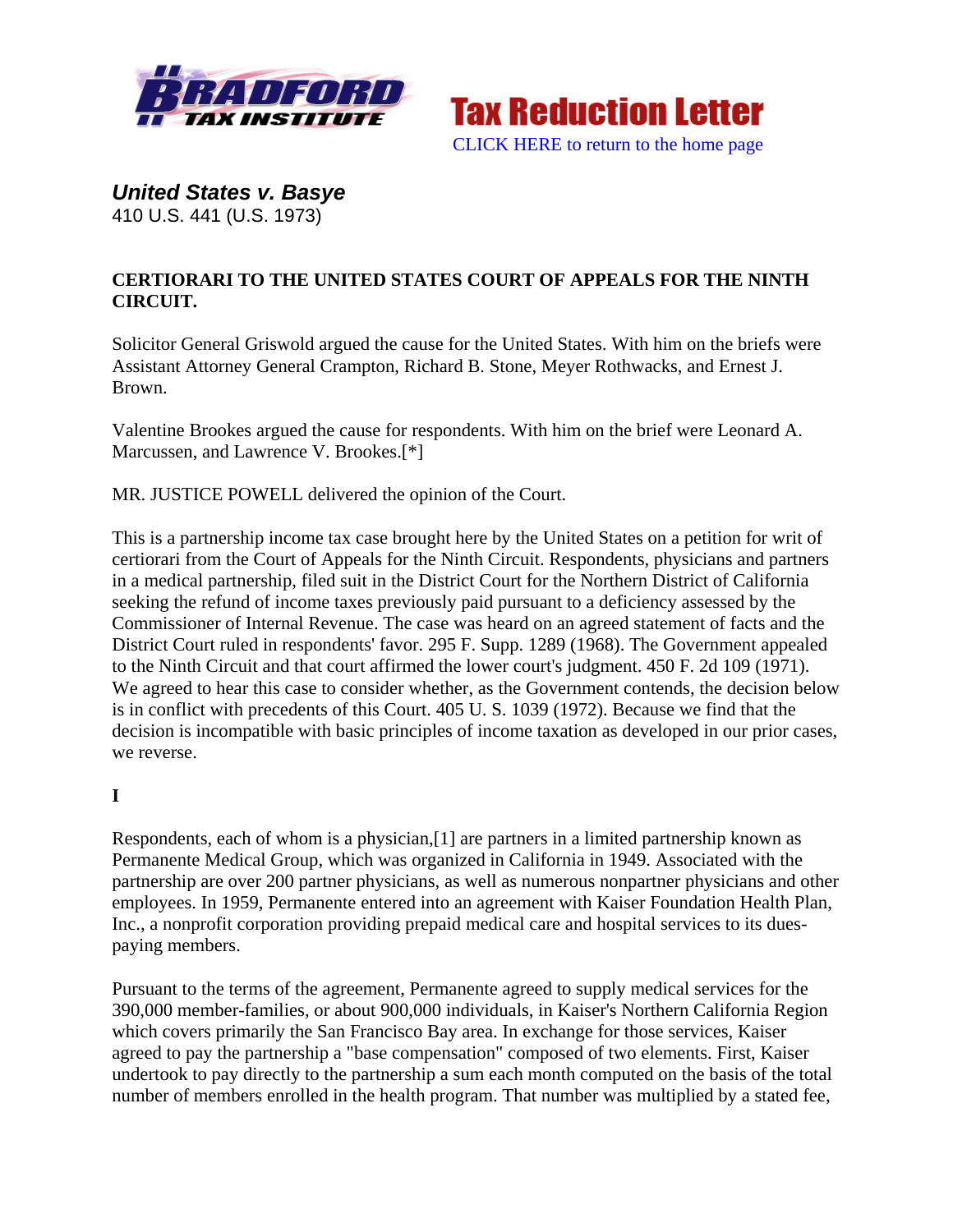Tax Reduction Letter

CLICK HERE to return to the home page

## *United States v. Basye*

410 U.S. 441 (U.S. 1973)

**CERTIORARI TO THE UNITED STATES COURT OF APPEALS FOR THE NINTH CIRCUIT.**

Solicitor General Griswold argued the cause for the United States. With him on the briefs were Assistant Attorney General Crampton, Richard B. Stone, Meyer Rothwacks, and Ernest J. Brown.

Valentine Brookes argued the cause for respondents. With him on the brief were Leonard A. Marcussen, and Lawrence V. Brookes.[*]

MR. JUSTICE POWELL delivered the opinion of the Court.

This is a partnership income tax case brought here by the United States on a petition for writ of certiorari from the Court of Appeals for the Ninth Circuit. Respondents, physicians and partners in a medical partnership, filed suit in the District Court for the Northern District of California seeking the refund of income taxes previously paid pursuant to a deficiency assessed by the Commissioner of Internal Revenue. The case was heard on an agreed statement of facts and the District Court ruled in respondents' favor. 295 F. Supp. 1289 (1968). The Government appealed to the Ninth Circuit and that court affirmed the lower court's judgment. 450 F. 2d 109 (1971). We agreed to hear this case to consider whether, as the Government contends, the decision below is in conflict with precedents of this Court. 405 U. S. 1039 (1972). Because we find that the decision is incompatible with basic principles of income taxation as developed in our prior cases, we reverse.

**I**

Respondents, each of whom is a physician,[1] are partners in a limited partnership known as Permanente Medical Group, which was organized in California in 1949. Associated with the partnership are over 200 partner physicians, as well as numerous nonpartner physicians and other employees. In 1959, Permanente entered into an agreement with Kaiser Foundation Health Plan, Inc., a nonprofit corporation providing prepaid medical care and hospital services to its dues-paying members.

Pursuant to the terms of the agreement, Permanente agreed to supply medical services for the 390,000 member-families, or about 900,000 individuals, in Kaiser's Northern California Region which covers primarily the San Francisco Bay area. In exchange for those services, Kaiser agreed to pay the partnership a "base compensation" composed of two elements. First, Kaiser undertook to pay directly to the partnership a sum each month computed on the basis of the total number of members enrolled in the health program. That number was multiplied by a stated fee,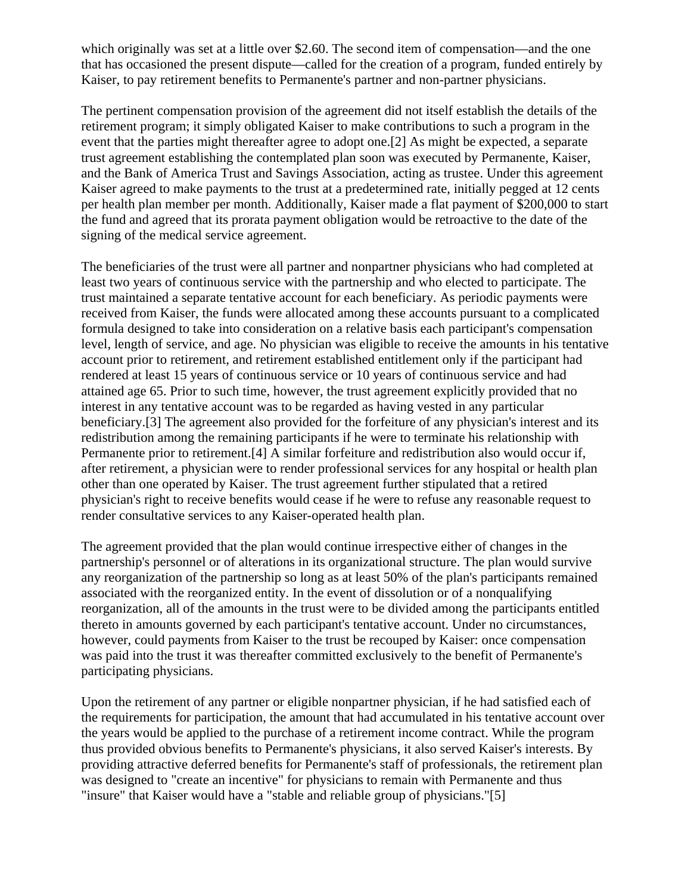which originally was set at a little over $2.60. The second item of compensation—and the one that has occasioned the present dispute—called for the creation of a program, funded entirely by Kaiser, to pay retirement benefits to Permanente's partner and non-partner physicians.

The pertinent compensation provision of the agreement did not itself establish the details of the retirement program; it simply obligated Kaiser to make contributions to such a program in the event that the parties might thereafter agree to adopt one.[2] As might be expected, a separate trust agreement establishing the contemplated plan soon was executed by Permanente, Kaiser, and the Bank of America Trust and Savings Association, acting as trustee. Under this agreement Kaiser agreed to make payments to the trust at a predetermined rate, initially pegged at 12 cents per health plan member per month. Additionally, Kaiser made a flat payment of $200,000 to start the fund and agreed that its prorata payment obligation would be retroactive to the date of the signing of the medical service agreement.

The beneficiaries of the trust were all partner and nonpartner physicians who had completed at least two years of continuous service with the partnership and who elected to participate. The trust maintained a separate tentative account for each beneficiary. As periodic payments were received from Kaiser, the funds were allocated among these accounts pursuant to a complicated formula designed to take into consideration on a relative basis each participant's compensation level, length of service, and age. No physician was eligible to receive the amounts in his tentative account prior to retirement, and retirement established entitlement only if the participant had rendered at least 15 years of continuous service or 10 years of continuous service and had attained age 65. Prior to such time, however, the trust agreement explicitly provided that no interest in any tentative account was to be regarded as having vested in any particular beneficiary.[3] The agreement also provided for the forfeiture of any physician's interest and its redistribution among the remaining participants if he were to terminate his relationship with Permanente prior to retirement.[4] A similar forfeiture and redistribution also would occur if, after retirement, a physician were to render professional services for any hospital or health plan other than one operated by Kaiser. The trust agreement further stipulated that a retired physician's right to receive benefits would cease if he were to refuse any reasonable request to render consultative services to any Kaiser-operated health plan.

The agreement provided that the plan would continue irrespective either of changes in the partnership's personnel or of alterations in its organizational structure. The plan would survive any reorganization of the partnership so long as at least 50% of the plan's participants remained associated with the reorganized entity. In the event of dissolution or of a nonqualifying reorganization, all of the amounts in the trust were to be divided among the participants entitled thereto in amounts governed by each participant's tentative account. Under no circumstances, however, could payments from Kaiser to the trust be recouped by Kaiser: once compensation was paid into the trust it was thereafter committed exclusively to the benefit of Permanente's participating physicians.

Upon the retirement of any partner or eligible nonpartner physician, if he had satisfied each of the requirements for participation, the amount that had accumulated in his tentative account over the years would be applied to the purchase of a retirement income contract. While the program thus provided obvious benefits to Permanente's physicians, it also served Kaiser's interests. By providing attractive deferred benefits for Permanente's staff of professionals, the retirement plan was designed to "create an incentive" for physicians to remain with Permanente and thus "insure" that Kaiser would have a "stable and reliable group of physicians."[5]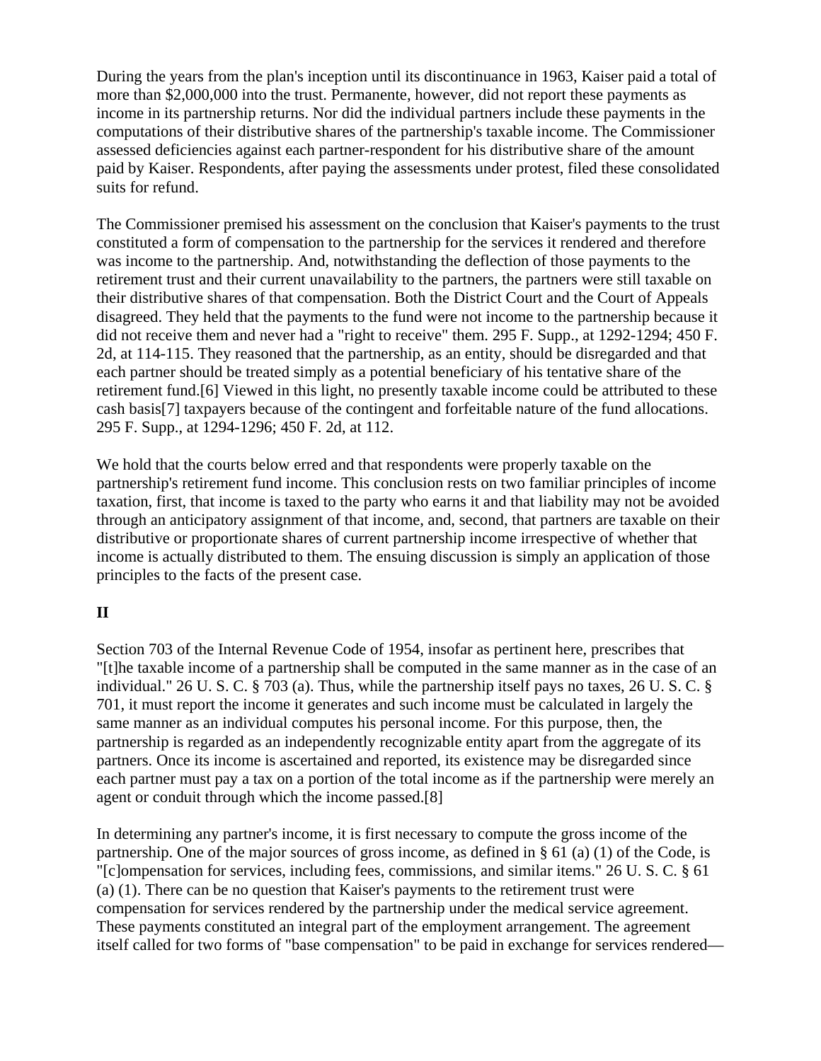During the years from the plan's inception until its discontinuance in 1963, Kaiser paid a total of more than $2,000,000 into the trust. Permanente, however, did not report these payments as income in its partnership returns. Nor did the individual partners include these payments in the computations of their distributive shares of the partnership's taxable income. The Commissioner assessed deficiencies against each partner-respondent for his distributive share of the amount paid by Kaiser. Respondents, after paying the assessments under protest, filed these consolidated suits for refund.

The Commissioner premised his assessment on the conclusion that Kaiser's payments to the trust constituted a form of compensation to the partnership for the services it rendered and therefore was income to the partnership. And, notwithstanding the deflection of those payments to the retirement trust and their current unavailability to the partners, the partners were still taxable on their distributive shares of that compensation. Both the District Court and the Court of Appeals disagreed. They held that the payments to the fund were not income to the partnership because it did not receive them and never had a "right to receive" them. 295 F. Supp., at 1292-1294; 450 F. 2d, at 114-115. They reasoned that the partnership, as an entity, should be disregarded and that each partner should be treated simply as a potential beneficiary of his tentative share of the retirement fund.[6] Viewed in this light, no presently taxable income could be attributed to these cash basis[7] taxpayers because of the contingent and forfeitable nature of the fund allocations. 295 F. Supp., at 1294-1296; 450 F. 2d, at 112.

We hold that the courts below erred and that respondents were properly taxable on the partnership's retirement fund income. This conclusion rests on two familiar principles of income taxation, first, that income is taxed to the party who earns it and that liability may not be avoided through an anticipatory assignment of that income, and, second, that partners are taxable on their distributive or proportionate shares of current partnership income irrespective of whether that income is actually distributed to them. The ensuing discussion is simply an application of those principles to the facts of the present case.

## II

Section 703 of the Internal Revenue Code of 1954, insofar as pertinent here, prescribes that "[t]he taxable income of a partnership shall be computed in the same manner as in the case of an individual." 26 U. S. C. § 703 (a). Thus, while the partnership itself pays no taxes, 26 U. S. C. § 701, it must report the income it generates and such income must be calculated in largely the same manner as an individual computes his personal income. For this purpose, then, the partnership is regarded as an independently recognizable entity apart from the aggregate of its partners. Once its income is ascertained and reported, its existence may be disregarded since each partner must pay a tax on a portion of the total income as if the partnership were merely an agent or conduit through which the income passed.[8]

In determining any partner's income, it is first necessary to compute the gross income of the partnership. One of the major sources of gross income, as defined in § 61 (a) (1) of the Code, is "[c]ompensation for services, including fees, commissions, and similar items." 26 U. S. C. § 61 (a) (1). There can be no question that Kaiser's payments to the retirement trust were compensation for services rendered by the partnership under the medical service agreement. These payments constituted an integral part of the employment arrangement. The agreement itself called for two forms of "base compensation" to be paid in exchange for services rendered—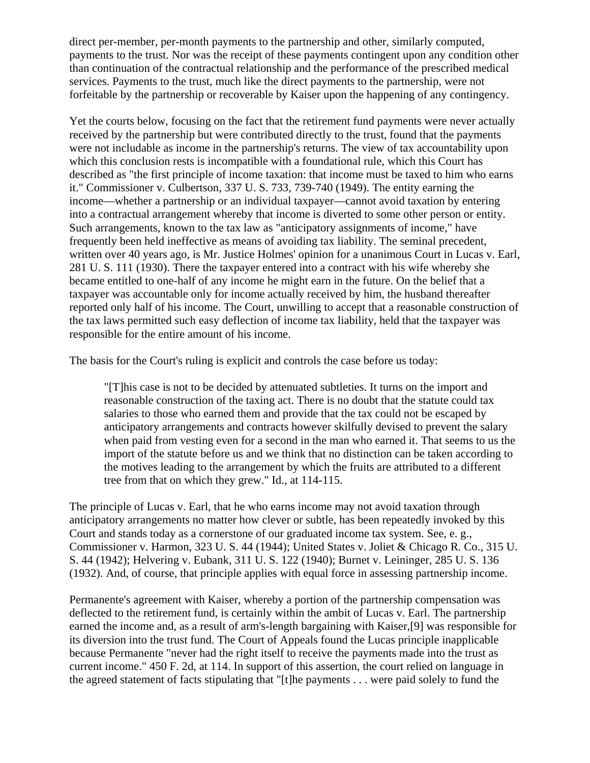direct per-member, per-month payments to the partnership and other, similarly computed, payments to the trust. Nor was the receipt of these payments contingent upon any condition other than continuation of the contractual relationship and the performance of the prescribed medical services. Payments to the trust, much like the direct payments to the partnership, were not forfeitable by the partnership or recoverable by Kaiser upon the happening of any contingency.

Yet the courts below, focusing on the fact that the retirement fund payments were never actually received by the partnership but were contributed directly to the trust, found that the payments were not includable as income in the partnership's returns. The view of tax accountability upon which this conclusion rests is incompatible with a foundational rule, which this Court has described as "the first principle of income taxation: that income must be taxed to him who earns it." Commissioner v. Culbertson, 337 U. S. 733, 739-740 (1949). The entity earning the income—whether a partnership or an individual taxpayer—cannot avoid taxation by entering into a contractual arrangement whereby that income is diverted to some other person or entity. Such arrangements, known to the tax law as "anticipatory assignments of income," have frequently been held ineffective as means of avoiding tax liability. The seminal precedent, written over 40 years ago, is Mr. Justice Holmes' opinion for a unanimous Court in Lucas v. Earl, 281 U. S. 111 (1930). There the taxpayer entered into a contract with his wife whereby she became entitled to one-half of any income he might earn in the future. On the belief that a taxpayer was accountable only for income actually received by him, the husband thereafter reported only half of his income. The Court, unwilling to accept that a reasonable construction of the tax laws permitted such easy deflection of income tax liability, held that the taxpayer was responsible for the entire amount of his income.

The basis for the Court's ruling is explicit and controls the case before us today:

> "[T]his case is not to be decided by attenuated subtleties. It turns on the import and reasonable construction of the taxing act. There is no doubt that the statute could tax salaries to those who earned them and provide that the tax could not be escaped by anticipatory arrangements and contracts however skilfully devised to prevent the salary when paid from vesting even for a second in the man who earned it. That seems to us the import of the statute before us and we think that no distinction can be taken according to the motives leading to the arrangement by which the fruits are attributed to a different tree from that on which they grew." Id., at 114-115.

The principle of Lucas v. Earl, that he who earns income may not avoid taxation through anticipatory arrangements no matter how clever or subtle, has been repeatedly invoked by this Court and stands today as a cornerstone of our graduated income tax system. See, e. g., Commissioner v. Harmon, 323 U. S. 44 (1944); United States v. Joliet & Chicago R. Co., 315 U. S. 44 (1942); Helvering v. Eubank, 311 U. S. 122 (1940); Burnet v. Leininger, 285 U. S. 136 (1932). And, of course, that principle applies with equal force in assessing partnership income.

Permanente's agreement with Kaiser, whereby a portion of the partnership compensation was deflected to the retirement fund, is certainly within the ambit of Lucas v. Earl. The partnership earned the income and, as a result of arm's-length bargaining with Kaiser,[9] was responsible for its diversion into the trust fund. The Court of Appeals found the Lucas principle inapplicable because Permanente "never had the right itself to receive the payments made into the trust as current income." 450 F. 2d, at 114. In support of this assertion, the court relied on language in the agreed statement of facts stipulating that "[t]he payments . . . were paid solely to fund the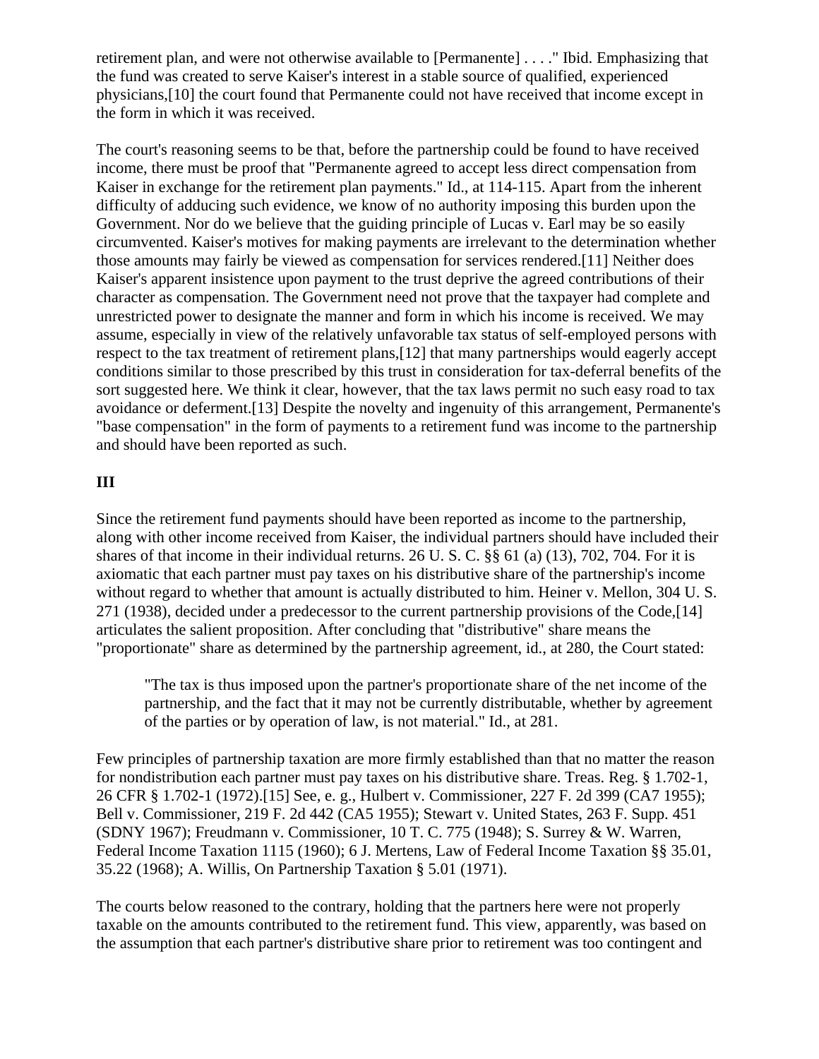retirement plan, and were not otherwise available to [Permanente] . . . ." Ibid. Emphasizing that the fund was created to serve Kaiser's interest in a stable source of qualified, experienced physicians,[10] the court found that Permanente could not have received that income except in the form in which it was received.

The court's reasoning seems to be that, before the partnership could be found to have received income, there must be proof that "Permanente agreed to accept less direct compensation from Kaiser in exchange for the retirement plan payments." Id., at 114-115. Apart from the inherent difficulty of adducing such evidence, we know of no authority imposing this burden upon the Government. Nor do we believe that the guiding principle of Lucas v. Earl may be so easily circumvented. Kaiser's motives for making payments are irrelevant to the determination whether those amounts may fairly be viewed as compensation for services rendered.[11] Neither does Kaiser's apparent insistence upon payment to the trust deprive the agreed contributions of their character as compensation. The Government need not prove that the taxpayer had complete and unrestricted power to designate the manner and form in which his income is received. We may assume, especially in view of the relatively unfavorable tax status of self-employed persons with respect to the tax treatment of retirement plans,[12] that many partnerships would eagerly accept conditions similar to those prescribed by this trust in consideration for tax-deferral benefits of the sort suggested here. We think it clear, however, that the tax laws permit no such easy road to tax avoidance or deferment.[13] Despite the novelty and ingenuity of this arrangement, Permanente's "base compensation" in the form of payments to a retirement fund was income to the partnership and should have been reported as such.

## III

Since the retirement fund payments should have been reported as income to the partnership, along with other income received from Kaiser, the individual partners should have included their shares of that income in their individual returns. 26 U. S. C. §§ 61 (a) (13), 702, 704. For it is axiomatic that each partner must pay taxes on his distributive share of the partnership's income without regard to whether that amount is actually distributed to him. Heiner v. Mellon, 304 U. S. 271 (1938), decided under a predecessor to the current partnership provisions of the Code,[14] articulates the salient proposition. After concluding that "distributive" share means the "proportionate" share as determined by the partnership agreement, id., at 280, the Court stated:

> "The tax is thus imposed upon the partner's proportionate share of the net income of the partnership, and the fact that it may not be currently distributable, whether by agreement of the parties or by operation of law, is not material." Id., at 281.

Few principles of partnership taxation are more firmly established than that no matter the reason for nondistribution each partner must pay taxes on his distributive share. Treas. Reg. § 1.702-1, 26 CFR § 1.702-1 (1972).[15] See, e. g., Hulbert v. Commissioner, 227 F. 2d 399 (CA7 1955); Bell v. Commissioner, 219 F. 2d 442 (CA5 1955); Stewart v. United States, 263 F. Supp. 451 (SDNY 1967); Freudmann v. Commissioner, 10 T. C. 775 (1948); S. Surrey & W. Warren, Federal Income Taxation 1115 (1960); 6 J. Mertens, Law of Federal Income Taxation §§ 35.01, 35.22 (1968); A. Willis, On Partnership Taxation § 5.01 (1971).

The courts below reasoned to the contrary, holding that the partners here were not properly taxable on the amounts contributed to the retirement fund. This view, apparently, was based on the assumption that each partner's distributive share prior to retirement was too contingent and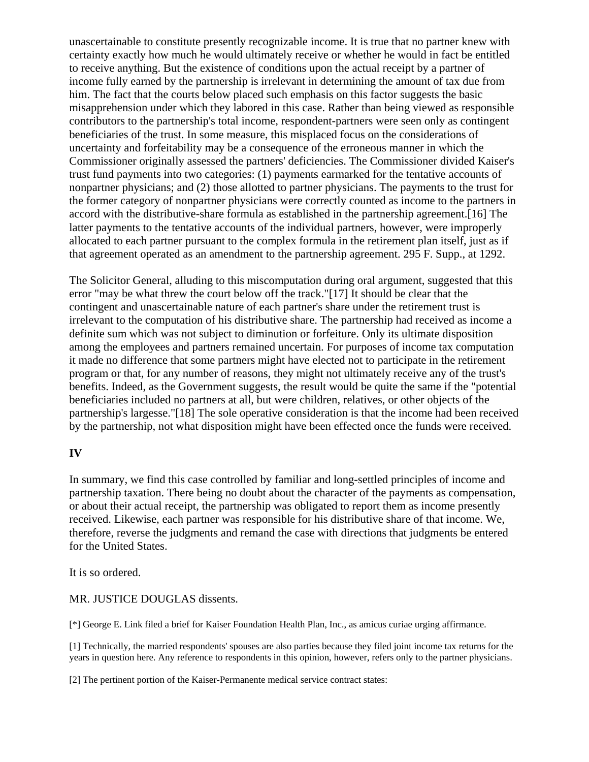unascertainable to constitute presently recognizable income. It is true that no partner knew with certainty exactly how much he would ultimately receive or whether he would in fact be entitled to receive anything. But the existence of conditions upon the actual receipt by a partner of income fully earned by the partnership is irrelevant in determining the amount of tax due from him. The fact that the courts below placed such emphasis on this factor suggests the basic misapprehension under which they labored in this case. Rather than being viewed as responsible contributors to the partnership's total income, respondent-partners were seen only as contingent beneficiaries of the trust. In some measure, this misplaced focus on the considerations of uncertainty and forfeitability may be a consequence of the erroneous manner in which the Commissioner originally assessed the partners' deficiencies. The Commissioner divided Kaiser's trust fund payments into two categories: (1) payments earmarked for the tentative accounts of nonpartner physicians; and (2) those allotted to partner physicians. The payments to the trust for the former category of nonpartner physicians were correctly counted as income to the partners in accord with the distributive-share formula as established in the partnership agreement.[16] The latter payments to the tentative accounts of the individual partners, however, were improperly allocated to each partner pursuant to the complex formula in the retirement plan itself, just as if that agreement operated as an amendment to the partnership agreement. 295 F. Supp., at 1292.

The Solicitor General, alluding to this miscomputation during oral argument, suggested that this error "may be what threw the court below off the track."[17] It should be clear that the contingent and unascertainable nature of each partner's share under the retirement trust is irrelevant to the computation of his distributive share. The partnership had received as income a definite sum which was not subject to diminution or forfeiture. Only its ultimate disposition among the employees and partners remained uncertain. For purposes of income tax computation it made no difference that some partners might have elected not to participate in the retirement program or that, for any number of reasons, they might not ultimately receive any of the trust's benefits. Indeed, as the Government suggests, the result would be quite the same if the "potential beneficiaries included no partners at all, but were children, relatives, or other objects of the partnership's largesse."[18] The sole operative consideration is that the income had been received by the partnership, not what disposition might have been effected once the funds were received.

## IV

In summary, we find this case controlled by familiar and long-settled principles of income and partnership taxation. There being no doubt about the character of the payments as compensation, or about their actual receipt, the partnership was obligated to report them as income presently received. Likewise, each partner was responsible for his distributive share of that income. We, therefore, reverse the judgments and remand the case with directions that judgments be entered for the United States.

It is so ordered.

MR. JUSTICE DOUGLAS dissents.

[*] George E. Link filed a brief for Kaiser Foundation Health Plan, Inc., as amicus curiae urging affirmance.

[1] Technically, the married respondents' spouses are also parties because they filed joint income tax returns for the years in question here. Any reference to respondents in this opinion, however, refers only to the partner physicians.

[2] The pertinent portion of the Kaiser-Permanente medical service contract states: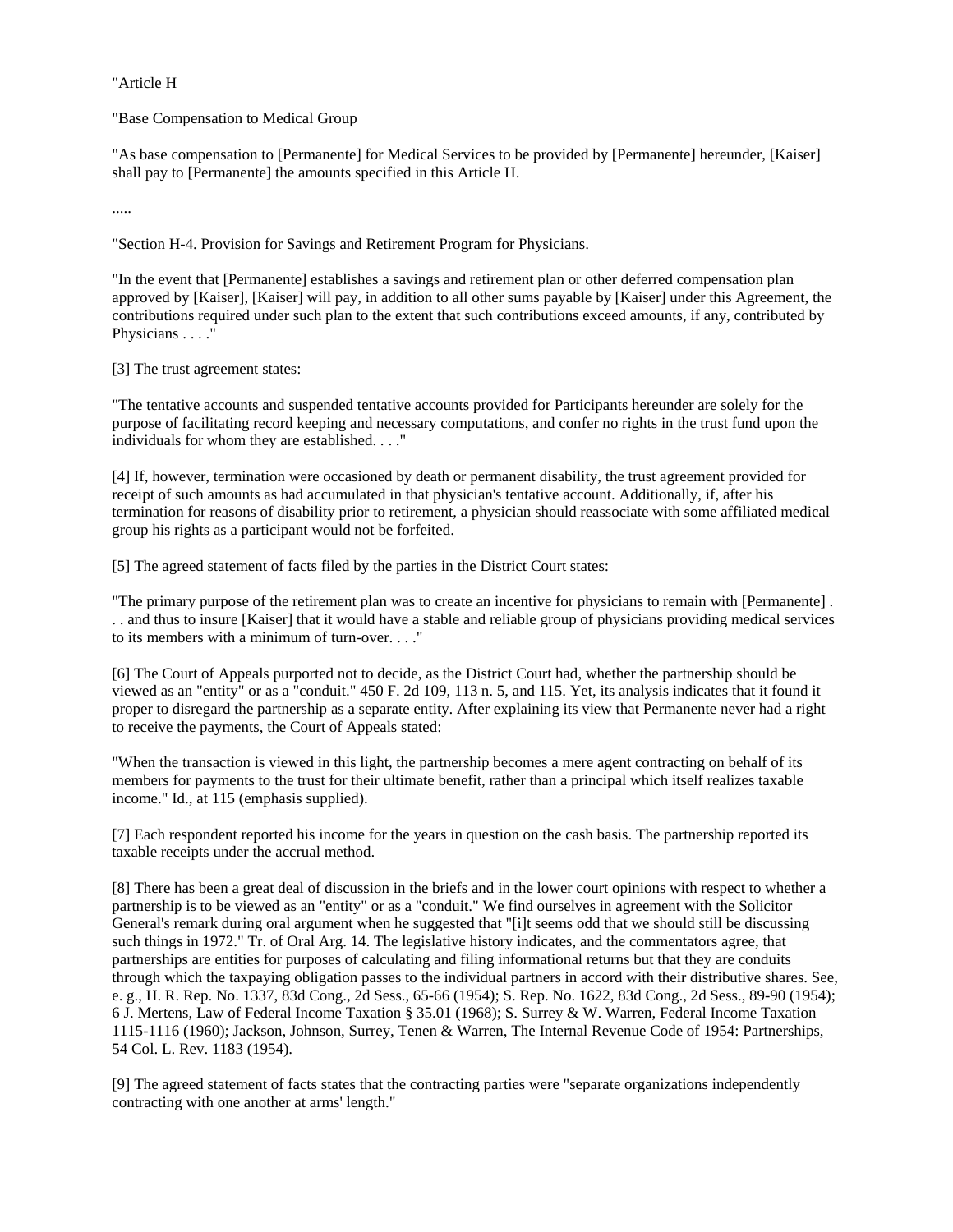"Article H

"Base Compensation to Medical Group

"As base compensation to [Permanente] for Medical Services to be provided by [Permanente] hereunder, [Kaiser] shall pay to [Permanente] the amounts specified in this Article H.

.....

"Section H-4. Provision for Savings and Retirement Program for Physicians.

"In the event that [Permanente] establishes a savings and retirement plan or other deferred compensation plan approved by [Kaiser], [Kaiser] will pay, in addition to all other sums payable by [Kaiser] under this Agreement, the contributions required under such plan to the extent that such contributions exceed amounts, if any, contributed by Physicians . . . ."

[3] The trust agreement states:

"The tentative accounts and suspended tentative accounts provided for Participants hereunder are solely for the purpose of facilitating record keeping and necessary computations, and confer no rights in the trust fund upon the individuals for whom they are established. . . ."

[4] If, however, termination were occasioned by death or permanent disability, the trust agreement provided for receipt of such amounts as had accumulated in that physician's tentative account. Additionally, if, after his termination for reasons of disability prior to retirement, a physician should reassociate with some affiliated medical group his rights as a participant would not be forfeited.

[5] The agreed statement of facts filed by the parties in the District Court states:

"The primary purpose of the retirement plan was to create an incentive for physicians to remain with [Permanente] . . . and thus to insure [Kaiser] that it would have a stable and reliable group of physicians providing medical services to its members with a minimum of turn-over. . . ."

[6] The Court of Appeals purported not to decide, as the District Court had, whether the partnership should be viewed as an "entity" or as a "conduit." 450 F. 2d 109, 113 n. 5, and 115. Yet, its analysis indicates that it found it proper to disregard the partnership as a separate entity. After explaining its view that Permanente never had a right to receive the payments, the Court of Appeals stated:

"When the transaction is viewed in this light, the partnership becomes a mere agent contracting on behalf of its members for payments to the trust for their ultimate benefit, rather than a principal which itself realizes taxable income." Id., at 115 (emphasis supplied).

[7] Each respondent reported his income for the years in question on the cash basis. The partnership reported its taxable receipts under the accrual method.

[8] There has been a great deal of discussion in the briefs and in the lower court opinions with respect to whether a partnership is to be viewed as an "entity" or as a "conduit." We find ourselves in agreement with the Solicitor General's remark during oral argument when he suggested that "[i]t seems odd that we should still be discussing such things in 1972." Tr. of Oral Arg. 14. The legislative history indicates, and the commentators agree, that partnerships are entities for purposes of calculating and filing informational returns but that they are conduits through which the taxpaying obligation passes to the individual partners in accord with their distributive shares. See, e. g., H. R. Rep. No. 1337, 83d Cong., 2d Sess., 65-66 (1954); S. Rep. No. 1622, 83d Cong., 2d Sess., 89-90 (1954); 6 J. Mertens, Law of Federal Income Taxation § 35.01 (1968); S. Surrey & W. Warren, Federal Income Taxation 1115-1116 (1960); Jackson, Johnson, Surrey, Tenen & Warren, The Internal Revenue Code of 1954: Partnerships, 54 Col. L. Rev. 1183 (1954).

[9] The agreed statement of facts states that the contracting parties were "separate organizations independently contracting with one another at arms' length."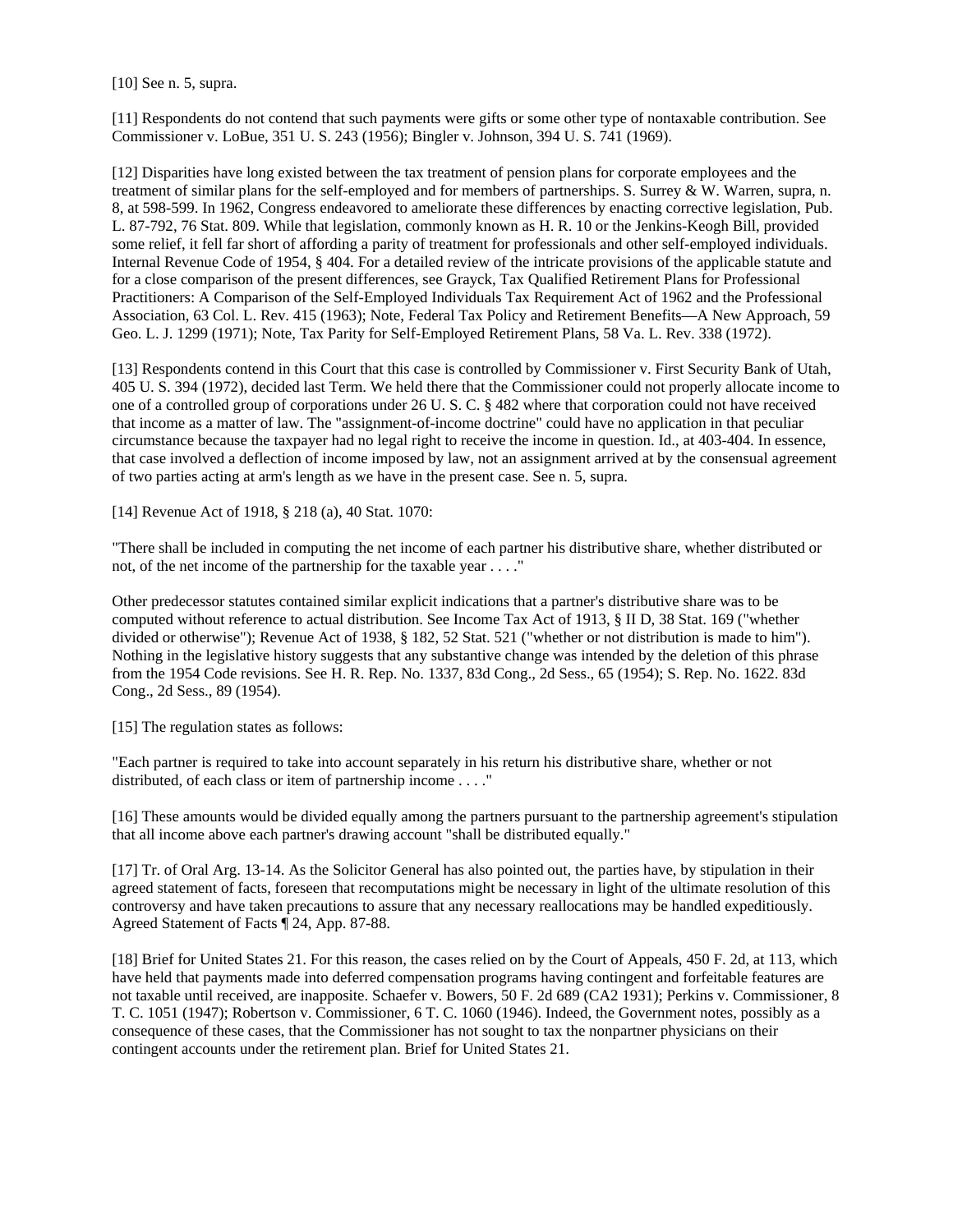[10] See n. 5, supra.

[11] Respondents do not contend that such payments were gifts or some other type of nontaxable contribution. See Commissioner v. LoBue, 351 U. S. 243 (1956); Bingler v. Johnson, 394 U. S. 741 (1969).

[12] Disparities have long existed between the tax treatment of pension plans for corporate employees and the treatment of similar plans for the self-employed and for members of partnerships. S. Surrey & W. Warren, supra, n. 8, at 598-599. In 1962, Congress endeavored to ameliorate these differences by enacting corrective legislation, Pub. L. 87-792, 76 Stat. 809. While that legislation, commonly known as H. R. 10 or the Jenkins-Keogh Bill, provided some relief, it fell far short of affording a parity of treatment for professionals and other self-employed individuals. Internal Revenue Code of 1954, § 404. For a detailed review of the intricate provisions of the applicable statute and for a close comparison of the present differences, see Grayck, Tax Qualified Retirement Plans for Professional Practitioners: A Comparison of the Self-Employed Individuals Tax Requirement Act of 1962 and the Professional Association, 63 Col. L. Rev. 415 (1963); Note, Federal Tax Policy and Retirement Benefits—A New Approach, 59 Geo. L. J. 1299 (1971); Note, Tax Parity for Self-Employed Retirement Plans, 58 Va. L. Rev. 338 (1972).

[13] Respondents contend in this Court that this case is controlled by Commissioner v. First Security Bank of Utah, 405 U. S. 394 (1972), decided last Term. We held there that the Commissioner could not properly allocate income to one of a controlled group of corporations under 26 U. S. C. § 482 where that corporation could not have received that income as a matter of law. The "assignment-of-income doctrine" could have no application in that peculiar circumstance because the taxpayer had no legal right to receive the income in question. Id., at 403-404. In essence, that case involved a deflection of income imposed by law, not an assignment arrived at by the consensual agreement of two parties acting at arm's length as we have in the present case. See n. 5, supra.

[14] Revenue Act of 1918, § 218 (a), 40 Stat. 1070:

"There shall be included in computing the net income of each partner his distributive share, whether distributed or not, of the net income of the partnership for the taxable year . . . ."

Other predecessor statutes contained similar explicit indications that a partner's distributive share was to be computed without reference to actual distribution. See Income Tax Act of 1913, § II D, 38 Stat. 169 ("whether divided or otherwise"); Revenue Act of 1938, § 182, 52 Stat. 521 ("whether or not distribution is made to him"). Nothing in the legislative history suggests that any substantive change was intended by the deletion of this phrase from the 1954 Code revisions. See H. R. Rep. No. 1337, 83d Cong., 2d Sess., 65 (1954); S. Rep. No. 1622. 83d Cong., 2d Sess., 89 (1954).

[15] The regulation states as follows:

"Each partner is required to take into account separately in his return his distributive share, whether or not distributed, of each class or item of partnership income . . . ."

[16] These amounts would be divided equally among the partners pursuant to the partnership agreement's stipulation that all income above each partner's drawing account "shall be distributed equally."

[17] Tr. of Oral Arg. 13-14. As the Solicitor General has also pointed out, the parties have, by stipulation in their agreed statement of facts, foreseen that recomputations might be necessary in light of the ultimate resolution of this controversy and have taken precautions to assure that any necessary reallocations may be handled expeditiously. Agreed Statement of Facts ¶ 24, App. 87-88.

[18] Brief for United States 21. For this reason, the cases relied on by the Court of Appeals, 450 F. 2d, at 113, which have held that payments made into deferred compensation programs having contingent and forfeitable features are not taxable until received, are inapposite. Schaefer v. Bowers, 50 F. 2d 689 (CA2 1931); Perkins v. Commissioner, 8 T. C. 1051 (1947); Robertson v. Commissioner, 6 T. C. 1060 (1946). Indeed, the Government notes, possibly as a consequence of these cases, that the Commissioner has not sought to tax the nonpartner physicians on their contingent accounts under the retirement plan. Brief for United States 21.